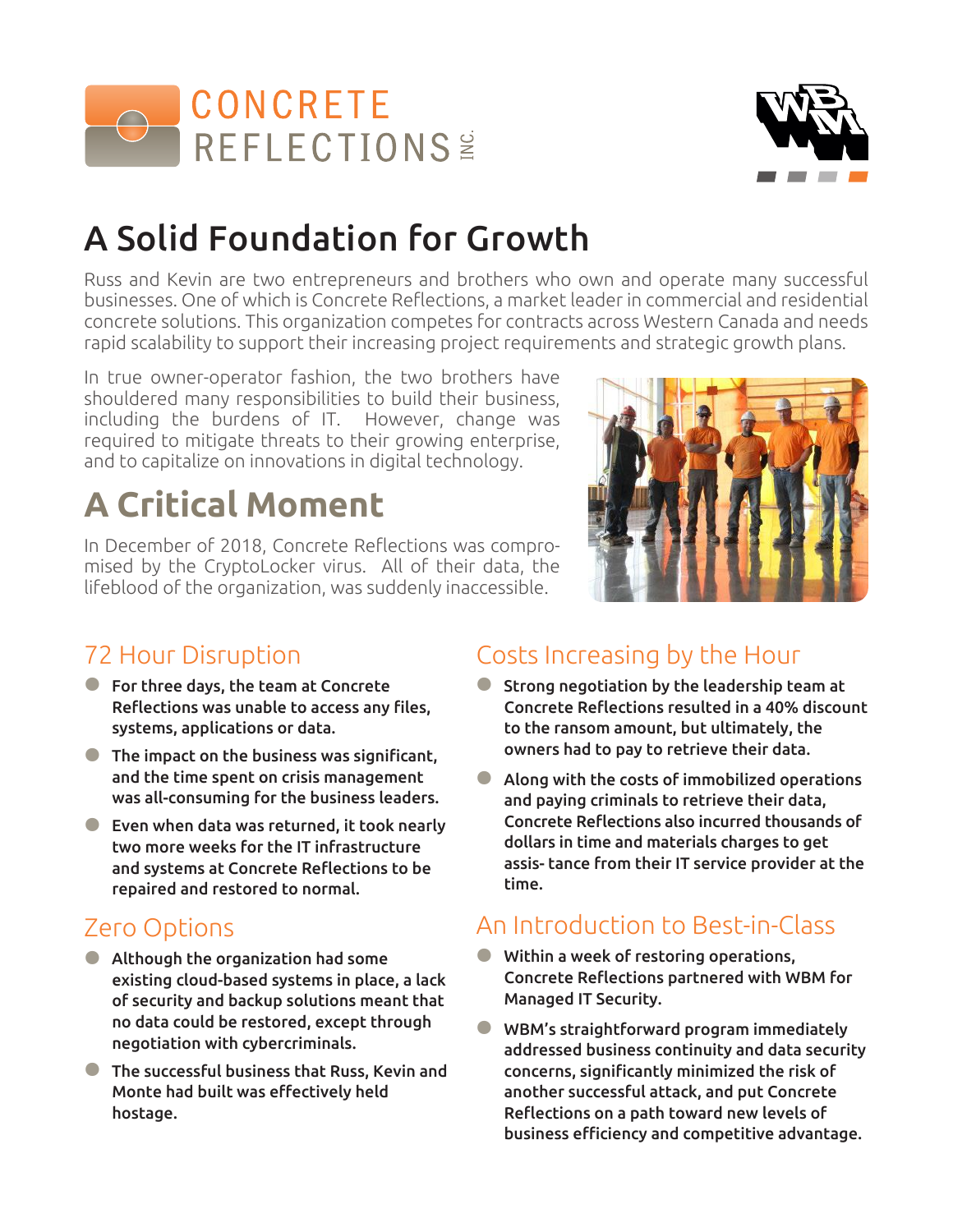CONCRETE REFLECTIONS INC.

# A Solid Foundation for Growth

Russ and Kevin are two entrepreneurs and brothers who own and operate many successful businesses. One of which is Concrete Reflections, a market leader in commercial and residential concrete solutions. This organization competes for contracts across Western Canada and needs rapid scalability to support their increasing project requirements and strategic growth plans.

In true owner-operator fashion, the two brothers have shouldered many responsibilities to build their business, including the burdens of IT. However, change was required to mitigate threats to their growing enterprise, and to capitalize on innovations in digital technology.

# A Critical Moment

In December of 2018, Concrete Reflections was compromised by the CryptoLocker virus. All of their data, the lifeblood of the organization, was suddenly inaccessible.

## 72 Hour Disruption

- **For three days, the team at Concrete Reflections was unable to access any files, systems, applications or data.**
- **The impact on the business was significant, and the time spent on crisis management was all-consuming for the business leaders.**
- **Even when data was returned, it took nearly two more weeks for the IT infrastructure and systems at Concrete Reflections to be repaired and restored to normal.**

## Zero Options

- **Although the organization had some existing cloud-based systems in place, a lack of security and backup solutions meant that no data could be restored, except through negotiation with cybercriminals.**
- **The successful business that Russ, Kevin and Monte had built was effectively held hostage.**

## Costs Increasing by the Hour

- **Strong negotiation by the leadership team at Concrete Reflections resulted in a 40% discount to the ransom amount, but ultimately, the owners had to pay to retrieve their data.**
- **Along with the costs of immobilized operations and paying criminals to retrieve their data, Concrete Reflections also incurred thousands of dollars in time and materials charges to get assis- tance from their IT service provider at the time.**

## An Introduction to Best-in-Class

- **Within a week of restoring operations, Concrete Reflections partnered with WBM for Managed IT Security.**
- **WBM's straightforward program immediately addressed business continuity and data security concerns, significantly minimized the risk of another successful attack, and put Concrete Reflections on a path toward new levels of business efficiency and competitive advantage.**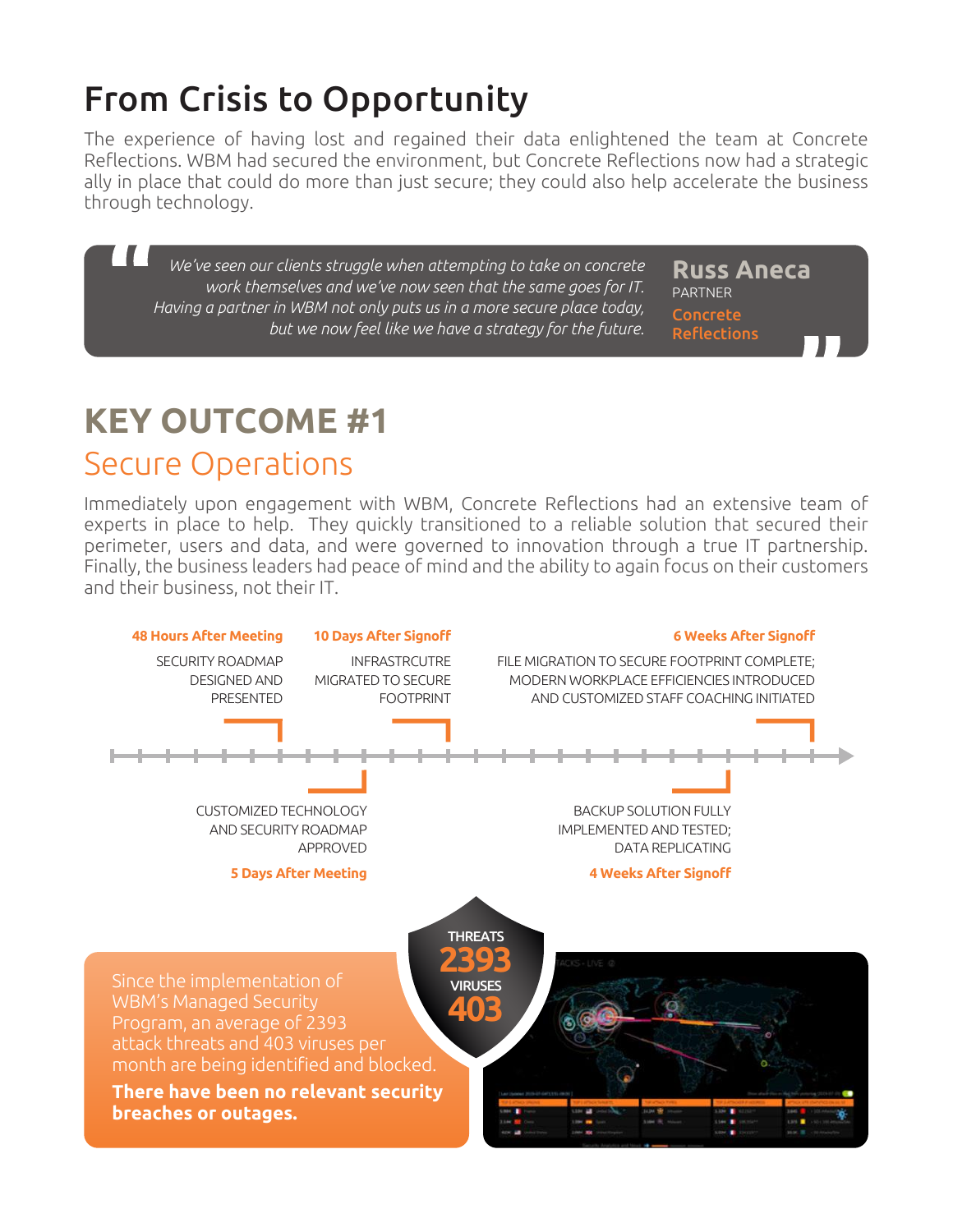# From Crisis to Opportunity

The experience of having lost and regained their data enlightened the team at Concrete Reflections. WBM had secured the environment, but Concrete Reflections now had a strategic ally in place that could do more than just secure; they could also help accelerate the business through technology.

> *We've seen our clients struggle when attempting to take on concrete work themselves and we've now seen that the same goes for IT. Having a partner in WBM not only puts us in a more secure place today, but we now feel like we have a strategy for the future.*
>
> **Russ Aneca**
> PARTNER
> **Concrete Reflections**

# KEY OUTCOME #1

## Secure Operations

Immediately upon engagement with WBM, Concrete Reflections had an extensive team of experts in place to help. They quickly transitioned to a reliable solution that secured their perimeter, users and data, and were governed to innovation through a true IT partnership. Finally, the business leaders had peace of mind and the ability to again focus on their customers and their business, not their IT.

- **48 Hours After Meeting** — SECURITY ROADMAP DESIGNED AND PRESENTED
- **5 Days After Meeting** — CUSTOMIZED TECHNOLOGY AND SECURITY ROADMAP APPROVED
- **10 Days After Signoff** — INFRASTRCUTRE MIGRATED TO SECURE FOOTPRINT
- **4 Weeks After Signoff** — BACKUP SOLUTION FULLY IMPLEMENTED AND TESTED; DATA REPLICATING
- **6 Weeks After Signoff** — FILE MIGRATION TO SECURE FOOTPRINT COMPLETE; MODERN WORKPLACE EFFICIENCIES INTRODUCED AND CUSTOMIZED STAFF COACHING INITIATED

THREATS **2393**
VIRUSES **403**

Since the implementation of WBM's Managed Security Program, an average of 2393 attack threats and 403 viruses per month are being identified and blocked.

**There have been no relevant security breaches or outages.**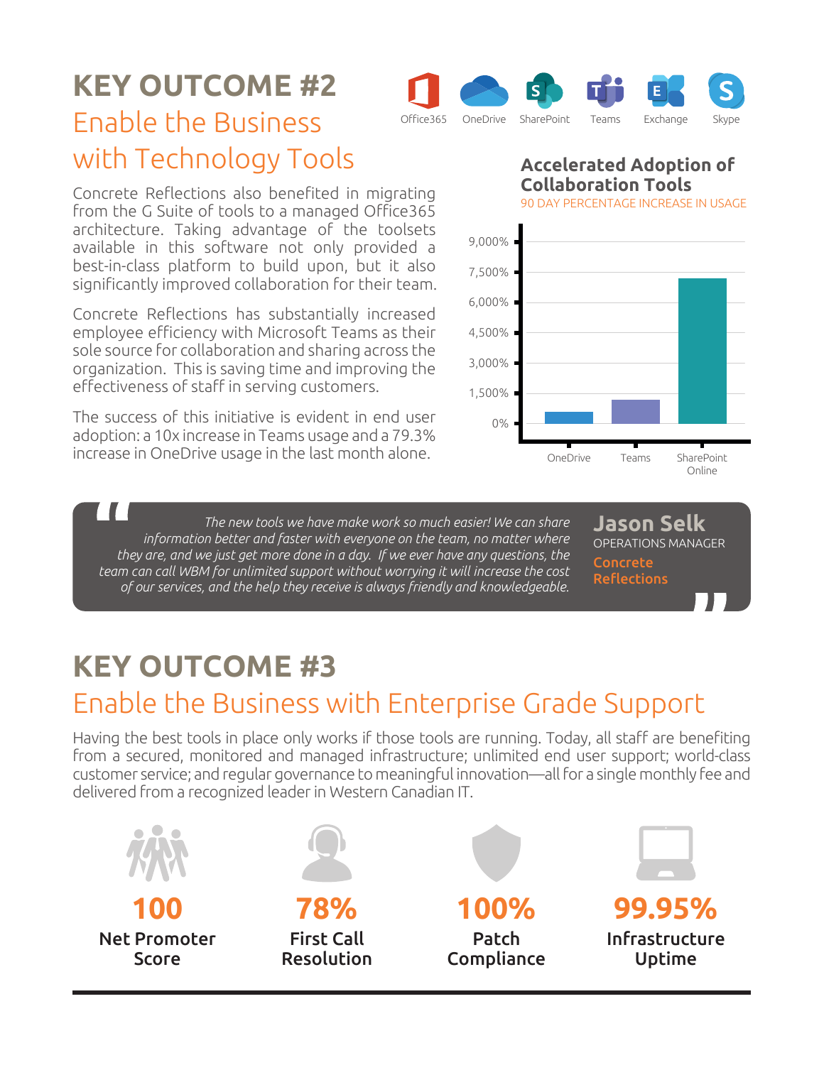# KEY OUTCOME #2

## Enable the Business with Technology Tools

Office365 OneDrive SharePoint Teams Exchange Skype

Concrete Reflections also benefited in migrating from the G Suite of tools to a managed Office365 architecture. Taking advantage of the toolsets available in this software not only provided a best-in-class platform to build upon, but it also significantly improved collaboration for their team.

Concrete Reflections has substantially increased employee efficiency with Microsoft Teams as their sole source for collaboration and sharing across the organization. This is saving time and improving the effectiveness of staff in serving customers.

The success of this initiative is evident in end user adoption: a 10x increase in Teams usage and a 79.3% increase in OneDrive usage in the last month alone.

### Accelerated Adoption of Collaboration Tools

90 DAY PERCENTAGE INCREASE IN USAGE

Chart values (approximate, read from bars; y-axis 0% to 9,000%):

| Tool | 90 Day Percentage Increase in Usage |
|---|---|
| OneDrive | ~600% |
| Teams | ~1,200% |
| SharePoint Online | ~7,200% |

> *The new tools we have make work so much easier! We can share information better and faster with everyone on the team, no matter where they are, and we just get more done in a day. If we ever have any questions, the team can call WBM for unlimited support without worrying it will increase the cost of our services, and the help they receive is always friendly and knowledgeable.*
>
> **Jason Selk**
> OPERATIONS MANAGER
> **Concrete Reflections**

# KEY OUTCOME #3

## Enable the Business with Enterprise Grade Support

Having the best tools in place only works if those tools are running. Today, all staff are benefiting from a secured, monitored and managed infrastructure; unlimited end user support; world-class customer service; and regular governance to meaningful innovation—all for a single monthly fee and delivered from a recognized leader in Western Canadian IT.

**100**
**Net Promoter Score**

**78%**
**First Call Resolution**

**100%**
**Patch Compliance**

**99.95%**
**Infrastructure Uptime**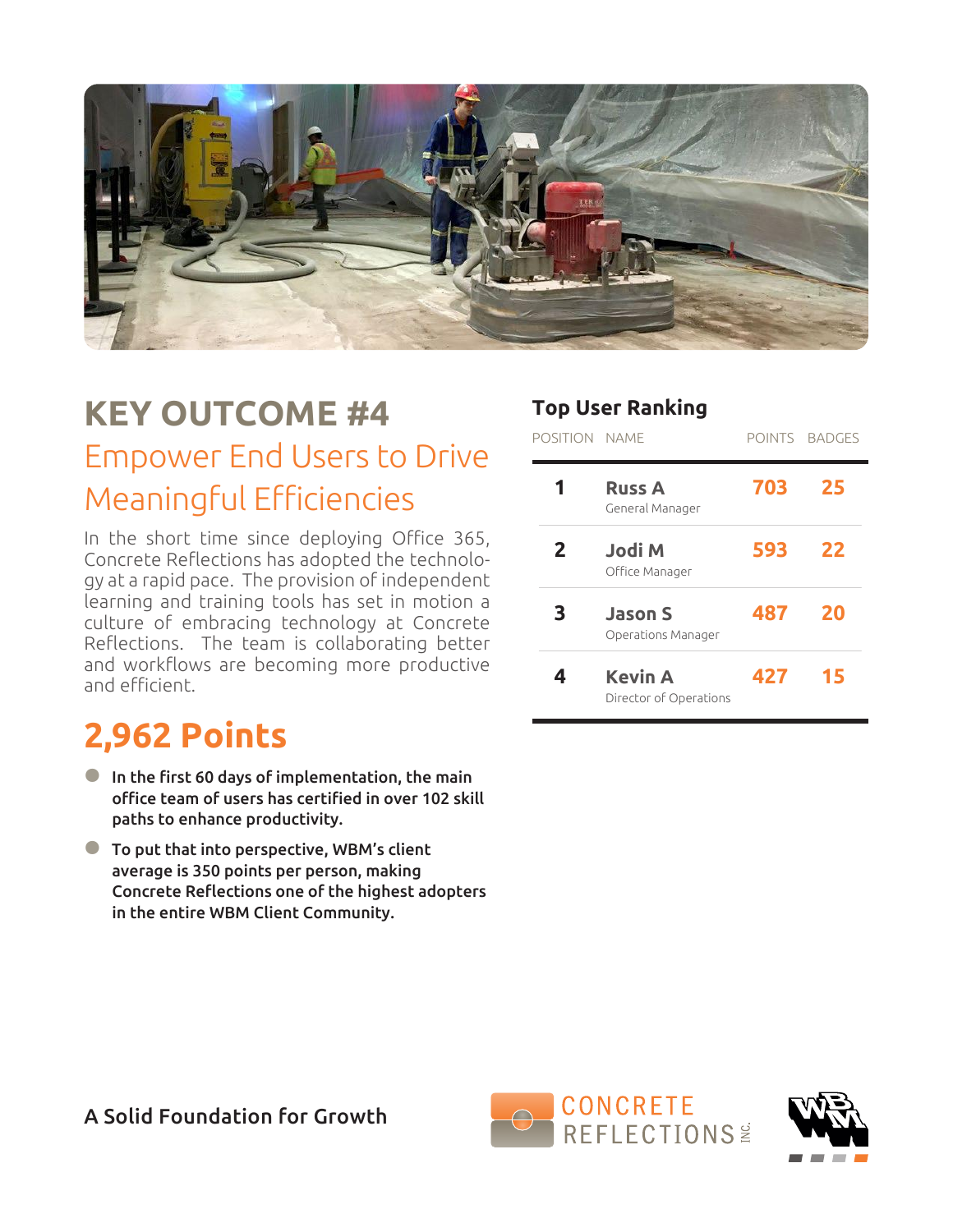# KEY OUTCOME #4

## Empower End Users to Drive Meaningful Efficiencies

In the short time since deploying Office 365, Concrete Reflections has adopted the technology at a rapid pace. The provision of independent learning and training tools has set in motion a culture of embracing technology at Concrete Reflections. The team is collaborating better and workflows are becoming more productive and efficient.

## 2,962 Points

- **In the first 60 days of implementation, the main office team of users has certified in over 102 skill paths to enhance productivity.**
- **To put that into perspective, WBM's client average is 350 points per person, making Concrete Reflections one of the highest adopters in the entire WBM Client Community.**

### Top User Ranking

| POSITION | NAME | POINTS | BADGES |
|---|---|---|---|
| 1 | **Russ A** General Manager | 703 | 25 |
| 2 | **Jodi M** Office Manager | 593 | 22 |
| 3 | **Jason S** Operations Manager | 487 | 20 |
| 4 | **Kevin A** Director of Operations | 427 | 15 |

A Solid Foundation for Growth

CONCRETE REFLECTIONS INC.